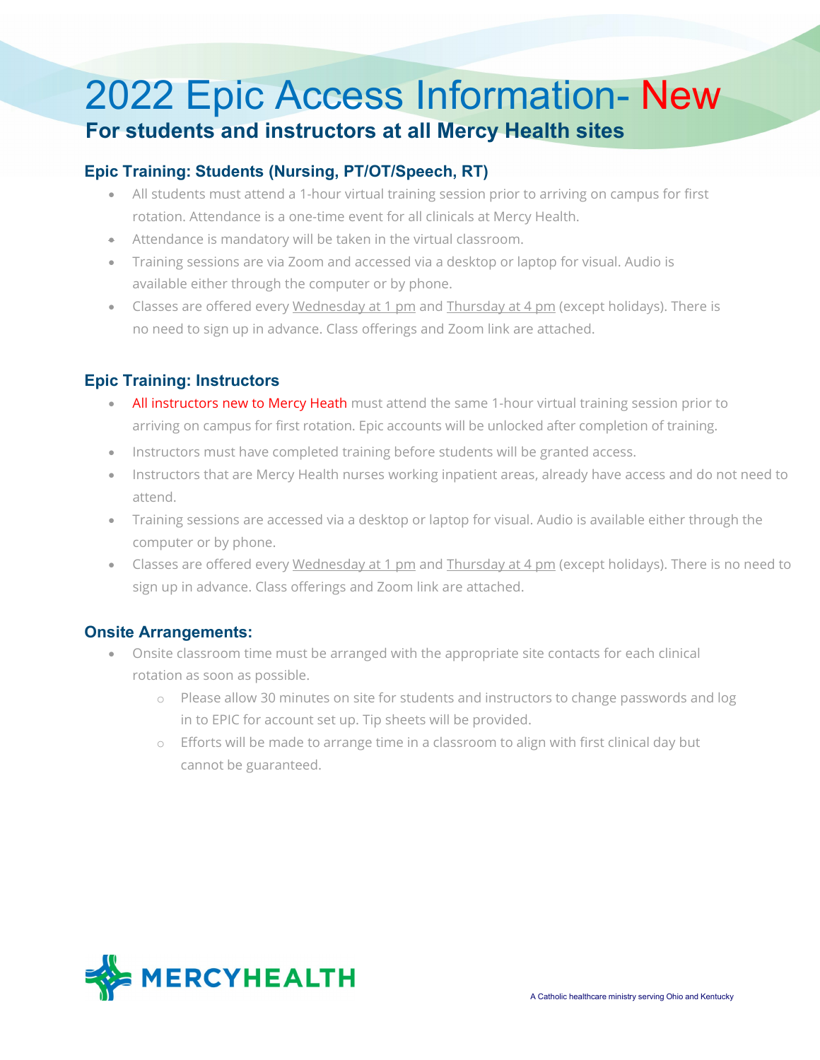# 2022 Epic Access Information- New

## For students and instructors at all Mercy Health sites

### Epic Training: Students (Nursing, PT/OT/Speech, RT)

- All students must attend a 1-hour virtual training session prior to arriving on campus for first rotation. Attendance is a one-time event for all clinicals at Mercy Health.
- Attendance is mandatory will be taken in the virtual classroom.
- Training sessions are via Zoom and accessed via a desktop or laptop for visual. Audio is available either through the computer or by phone.
- Classes are offered every Wednesday at 1 pm and Thursday at 4 pm (except holidays). There is no need to sign up in advance. Class offerings and Zoom link are attached.

### Epic Training: Instructors

- All instructors new to Mercy Heath must attend the same 1-hour virtual training session prior to arriving on campus for first rotation. Epic accounts will be unlocked after completion of training.
- Instructors must have completed training before students will be granted access.
- Instructors that are Mercy Health nurses working inpatient areas, already have access and do not need to attend.
- Training sessions are accessed via a desktop or laptop for visual. Audio is available either through the computer or by phone.
- Classes are offered every Wednesday at 1 pm and Thursday at 4 pm (except holidays). There is no need to sign up in advance. Class offerings and Zoom link are attached.

### Onsite Arrangements:

- Onsite classroom time must be arranged with the appropriate site contacts for each clinical rotation as soon as possible.
  - Please allow 30 minutes on site for students and instructors to change passwords and log in to EPIC for account set up. Tip sheets will be provided.
  - Efforts will be made to arrange time in a classroom to align with first clinical day but cannot be guaranteed.

MERCYHEALTH

A Catholic healthcare ministry serving Ohio and Kentucky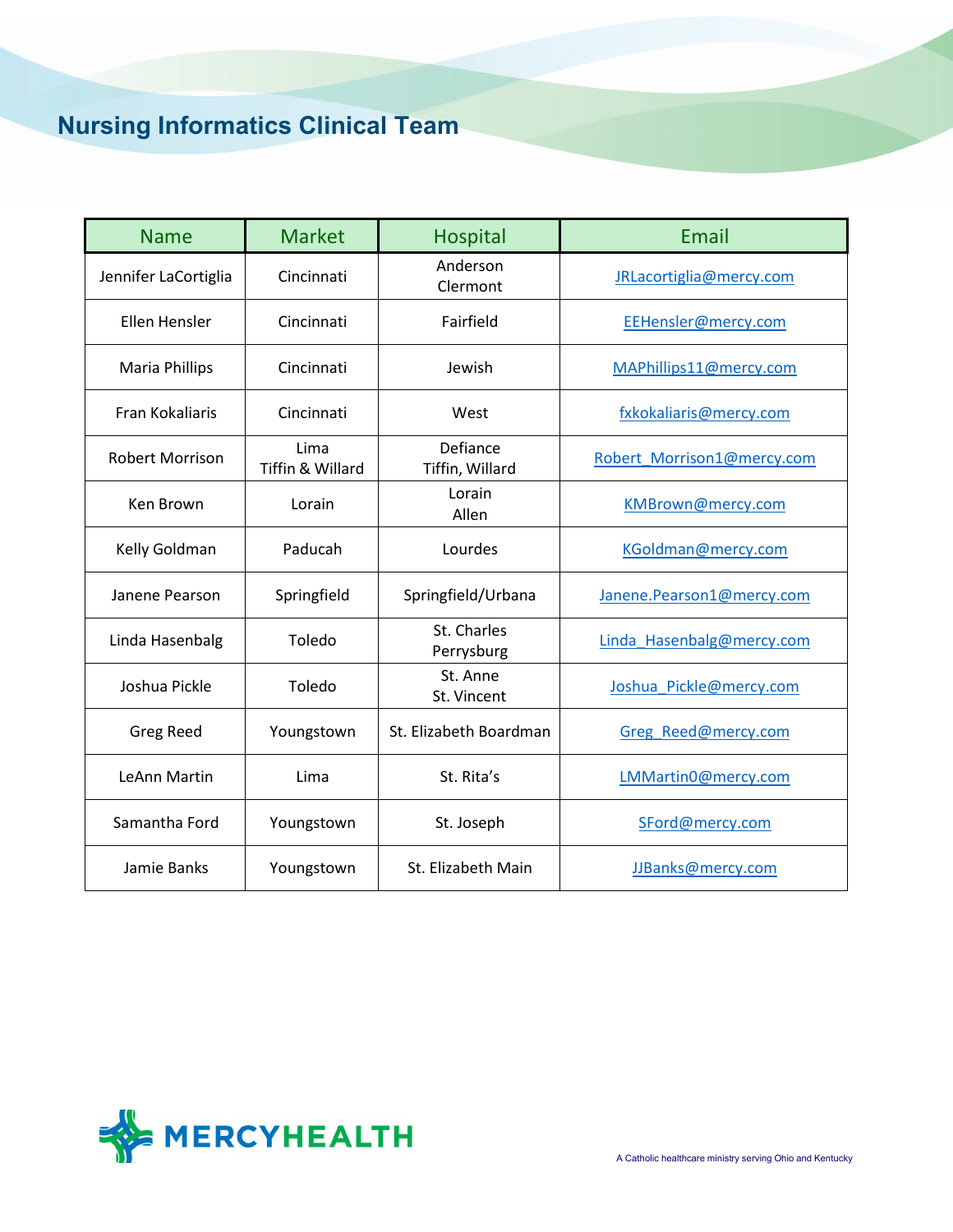## Nursing Informatics Clinical Team

| Name | Market | Hospital | Email |
|---|---|---|---|
| Jennifer LaCortiglia | Cincinnati | Anderson Clermont | JRLacortiglia@mercy.com |
| Ellen Hensler | Cincinnati | Fairfield | EEHensler@mercy.com |
| Maria Phillips | Cincinnati | Jewish | MAPhillips11@mercy.com |
| Fran Kokaliaris | Cincinnati | West | fxkokaliaris@mercy.com |
| Robert Morrison | Lima Tiffin & Willard | Defiance Tiffin, Willard | Robert_Morrison1@mercy.com |
| Ken Brown | Lorain | Lorain Allen | KMBrown@mercy.com |
| Kelly Goldman | Paducah | Lourdes | KGoldman@mercy.com |
| Janene Pearson | Springfield | Springfield/Urbana | Janene.Pearson1@mercy.com |
| Linda Hasenbalg | Toledo | St. Charles Perrysburg | Linda_Hasenbalg@mercy.com |
| Joshua Pickle | Toledo | St. Anne St. Vincent | Joshua_Pickle@mercy.com |
| Greg Reed | Youngstown | St. Elizabeth Boardman | Greg_Reed@mercy.com |
| LeAnn Martin | Lima | St. Rita's | LMMartin0@mercy.com |
| Samantha Ford | Youngstown | St. Joseph | SFord@mercy.com |
| Jamie Banks | Youngstown | St. Elizabeth Main | JJBanks@mercy.com |

MERCYHEALTH

A Catholic healthcare ministry serving Ohio and Kentucky